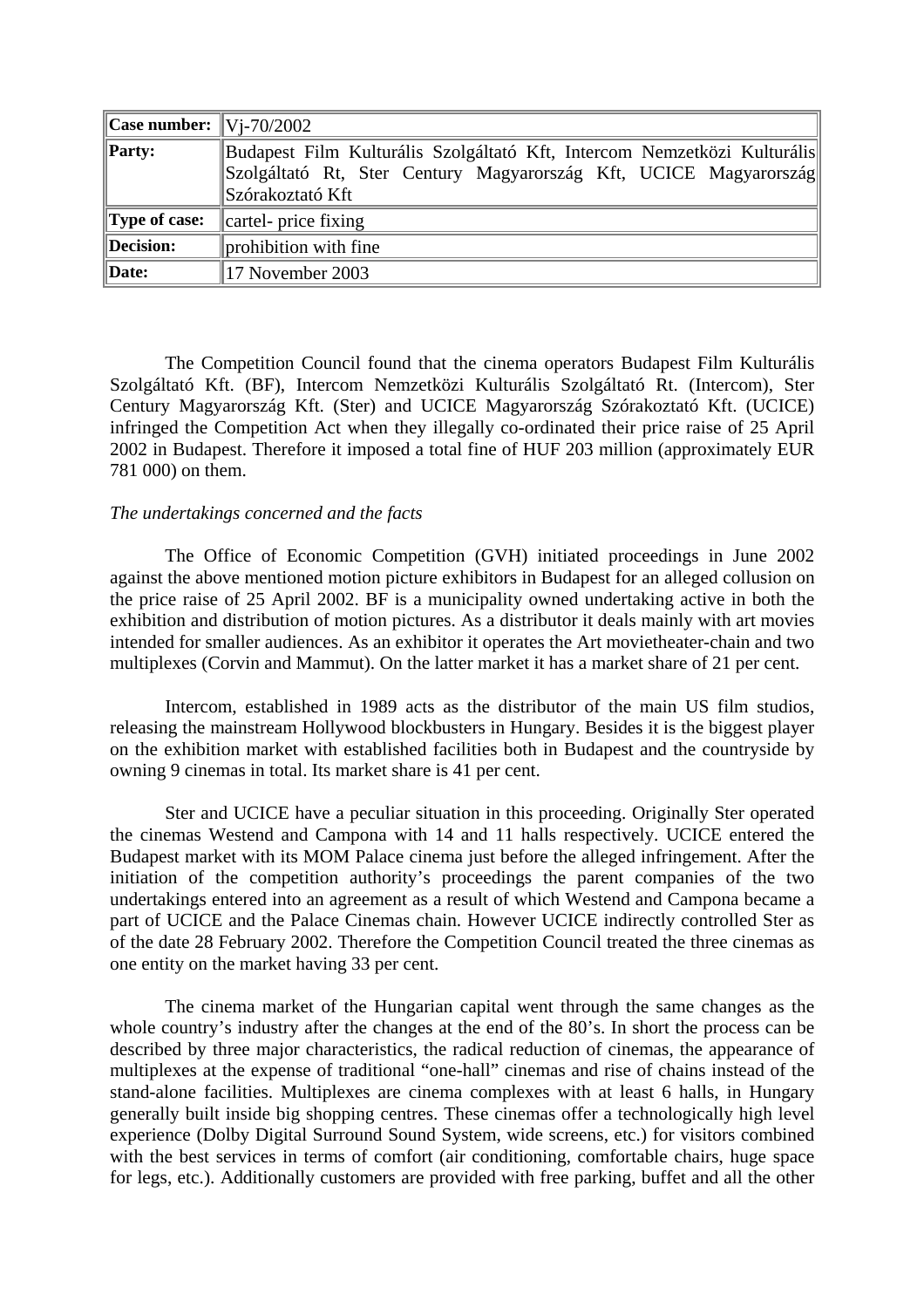| | |
|---|---|
| **Case number:** | Vj-70/2002 |
| **Party:** | Budapest Film Kulturális Szolgáltató Kft, Intercom Nemzetközi Kulturális Szolgáltató Rt, Ster Century Magyarország Kft, UCICE Magyarország Szórakoztató Kft |
| **Type of case:** | cartel- price fixing |
| **Decision:** | prohibition with fine |
| **Date:** | 17 November 2003 |

The Competition Council found that the cinema operators Budapest Film Kulturális Szolgáltató Kft. (BF), Intercom Nemzetközi Kulturális Szolgáltató Rt. (Intercom), Ster Century Magyarország Kft. (Ster) and UCICE Magyarország Szórakoztató Kft. (UCICE) infringed the Competition Act when they illegally co-ordinated their price raise of 25 April 2002 in Budapest. Therefore it imposed a total fine of HUF 203 million (approximately EUR 781 000) on them.

*The undertakings concerned and the facts*

The Office of Economic Competition (GVH) initiated proceedings in June 2002 against the above mentioned motion picture exhibitors in Budapest for an alleged collusion on the price raise of 25 April 2002. BF is a municipality owned undertaking active in both the exhibition and distribution of motion pictures. As a distributor it deals mainly with art movies intended for smaller audiences. As an exhibitor it operates the Art movietheater-chain and two multiplexes (Corvin and Mammut). On the latter market it has a market share of 21 per cent.

Intercom, established in 1989 acts as the distributor of the main US film studios, releasing the mainstream Hollywood blockbusters in Hungary. Besides it is the biggest player on the exhibition market with established facilities both in Budapest and the countryside by owning 9 cinemas in total. Its market share is 41 per cent.

Ster and UCICE have a peculiar situation in this proceeding. Originally Ster operated the cinemas Westend and Campona with 14 and 11 halls respectively. UCICE entered the Budapest market with its MOM Palace cinema just before the alleged infringement. After the initiation of the competition authority's proceedings the parent companies of the two undertakings entered into an agreement as a result of which Westend and Campona became a part of UCICE and the Palace Cinemas chain. However UCICE indirectly controlled Ster as of the date 28 February 2002. Therefore the Competition Council treated the three cinemas as one entity on the market having 33 per cent.

The cinema market of the Hungarian capital went through the same changes as the whole country's industry after the changes at the end of the 80's. In short the process can be described by three major characteristics, the radical reduction of cinemas, the appearance of multiplexes at the expense of traditional "one-hall" cinemas and rise of chains instead of the stand-alone facilities. Multiplexes are cinema complexes with at least 6 halls, in Hungary generally built inside big shopping centres. These cinemas offer a technologically high level experience (Dolby Digital Surround Sound System, wide screens, etc.) for visitors combined with the best services in terms of comfort (air conditioning, comfortable chairs, huge space for legs, etc.). Additionally customers are provided with free parking, buffet and all the other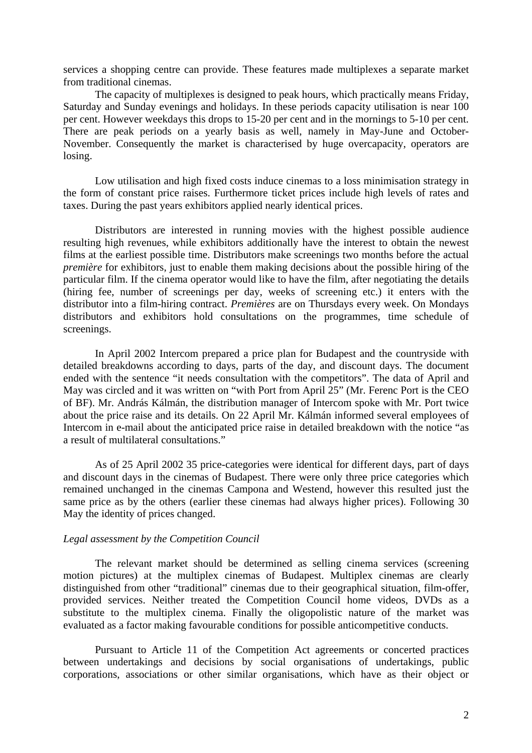services a shopping centre can provide. These features made multiplexes a separate market from traditional cinemas.

The capacity of multiplexes is designed to peak hours, which practically means Friday, Saturday and Sunday evenings and holidays. In these periods capacity utilisation is near 100 per cent. However weekdays this drops to 15-20 per cent and in the mornings to 5-10 per cent. There are peak periods on a yearly basis as well, namely in May-June and October-November. Consequently the market is characterised by huge overcapacity, operators are losing.

Low utilisation and high fixed costs induce cinemas to a loss minimisation strategy in the form of constant price raises. Furthermore ticket prices include high levels of rates and taxes. During the past years exhibitors applied nearly identical prices.

Distributors are interested in running movies with the highest possible audience resulting high revenues, while exhibitors additionally have the interest to obtain the newest films at the earliest possible time. Distributors make screenings two months before the actual *première* for exhibitors, just to enable them making decisions about the possible hiring of the particular film. If the cinema operator would like to have the film, after negotiating the details (hiring fee, number of screenings per day, weeks of screening etc.) it enters with the distributor into a film-hiring contract. *Premières* are on Thursdays every week. On Mondays distributors and exhibitors hold consultations on the programmes, time schedule of screenings.

In April 2002 Intercom prepared a price plan for Budapest and the countryside with detailed breakdowns according to days, parts of the day, and discount days. The document ended with the sentence "it needs consultation with the competitors". The data of April and May was circled and it was written on "with Port from April 25" (Mr. Ferenc Port is the CEO of BF). Mr. András Kálmán, the distribution manager of Intercom spoke with Mr. Port twice about the price raise and its details. On 22 April Mr. Kálmán informed several employees of Intercom in e-mail about the anticipated price raise in detailed breakdown with the notice "as a result of multilateral consultations."

As of 25 April 2002 35 price-categories were identical for different days, part of days and discount days in the cinemas of Budapest. There were only three price categories which remained unchanged in the cinemas Campona and Westend, however this resulted just the same price as by the others (earlier these cinemas had always higher prices). Following 30 May the identity of prices changed.

*Legal assessment by the Competition Council*

The relevant market should be determined as selling cinema services (screening motion pictures) at the multiplex cinemas of Budapest. Multiplex cinemas are clearly distinguished from other "traditional" cinemas due to their geographical situation, film-offer, provided services. Neither treated the Competition Council home videos, DVDs as a substitute to the multiplex cinema. Finally the oligopolistic nature of the market was evaluated as a factor making favourable conditions for possible anticompetitive conducts.

Pursuant to Article 11 of the Competition Act agreements or concerted practices between undertakings and decisions by social organisations of undertakings, public corporations, associations or other similar organisations, which have as their object or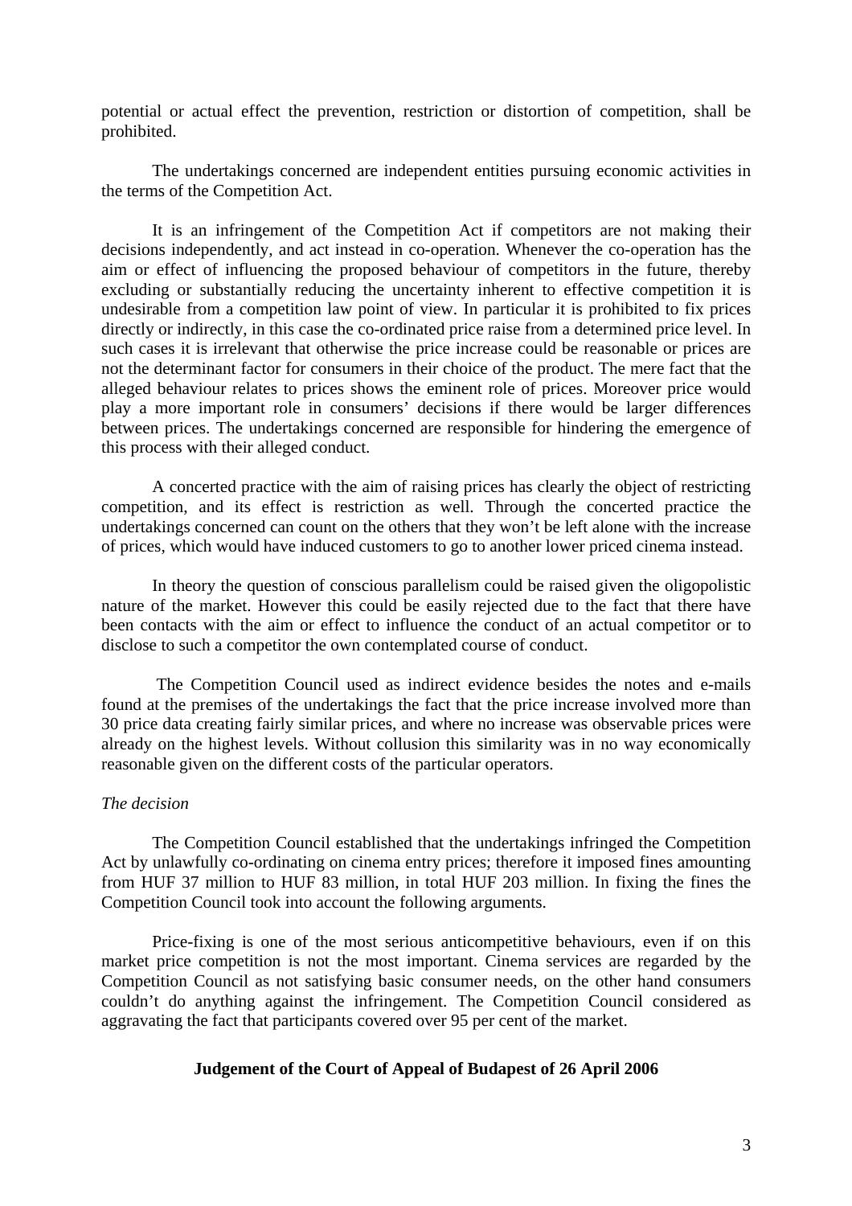potential or actual effect the prevention, restriction or distortion of competition, shall be prohibited.

The undertakings concerned are independent entities pursuing economic activities in the terms of the Competition Act.

It is an infringement of the Competition Act if competitors are not making their decisions independently, and act instead in co-operation. Whenever the co-operation has the aim or effect of influencing the proposed behaviour of competitors in the future, thereby excluding or substantially reducing the uncertainty inherent to effective competition it is undesirable from a competition law point of view. In particular it is prohibited to fix prices directly or indirectly, in this case the co-ordinated price raise from a determined price level. In such cases it is irrelevant that otherwise the price increase could be reasonable or prices are not the determinant factor for consumers in their choice of the product. The mere fact that the alleged behaviour relates to prices shows the eminent role of prices. Moreover price would play a more important role in consumers' decisions if there would be larger differences between prices. The undertakings concerned are responsible for hindering the emergence of this process with their alleged conduct.

A concerted practice with the aim of raising prices has clearly the object of restricting competition, and its effect is restriction as well. Through the concerted practice the undertakings concerned can count on the others that they won't be left alone with the increase of prices, which would have induced customers to go to another lower priced cinema instead.

In theory the question of conscious parallelism could be raised given the oligopolistic nature of the market. However this could be easily rejected due to the fact that there have been contacts with the aim or effect to influence the conduct of an actual competitor or to disclose to such a competitor the own contemplated course of conduct.

The Competition Council used as indirect evidence besides the notes and e-mails found at the premises of the undertakings the fact that the price increase involved more than 30 price data creating fairly similar prices, and where no increase was observable prices were already on the highest levels. Without collusion this similarity was in no way economically reasonable given on the different costs of the particular operators.

*The decision*

The Competition Council established that the undertakings infringed the Competition Act by unlawfully co-ordinating on cinema entry prices; therefore it imposed fines amounting from HUF 37 million to HUF 83 million, in total HUF 203 million. In fixing the fines the Competition Council took into account the following arguments.

Price-fixing is one of the most serious anticompetitive behaviours, even if on this market price competition is not the most important. Cinema services are regarded by the Competition Council as not satisfying basic consumer needs, on the other hand consumers couldn't do anything against the infringement. The Competition Council considered as aggravating the fact that participants covered over 95 per cent of the market.

**Judgement of the Court of Appeal of Budapest of 26 April 2006**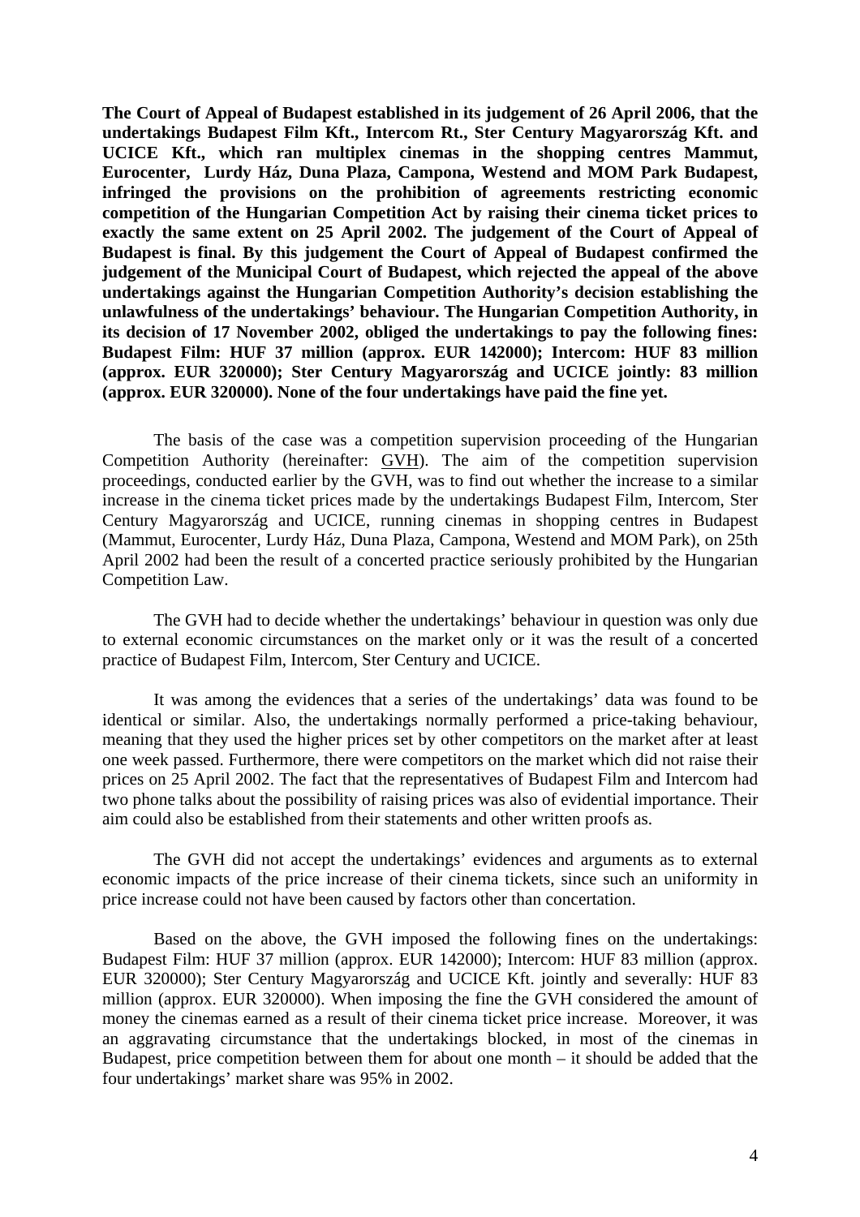**The Court of Appeal of Budapest established in its judgement of 26 April 2006, that the undertakings Budapest Film Kft., Intercom Rt., Ster Century Magyarország Kft. and UCICE Kft., which ran multiplex cinemas in the shopping centres Mammut, Eurocenter, Lurdy Ház, Duna Plaza, Campona, Westend and MOM Park Budapest, infringed the provisions on the prohibition of agreements restricting economic competition of the Hungarian Competition Act by raising their cinema ticket prices to exactly the same extent on 25 April 2002. The judgement of the Court of Appeal of Budapest is final. By this judgement the Court of Appeal of Budapest confirmed the judgement of the Municipal Court of Budapest, which rejected the appeal of the above undertakings against the Hungarian Competition Authority's decision establishing the unlawfulness of the undertakings' behaviour. The Hungarian Competition Authority, in its decision of 17 November 2002, obliged the undertakings to pay the following fines: Budapest Film: HUF 37 million (approx. EUR 142000); Intercom: HUF 83 million (approx. EUR 320000); Ster Century Magyarország and UCICE jointly: 83 million (approx. EUR 320000). None of the four undertakings have paid the fine yet.**

The basis of the case was a competition supervision proceeding of the Hungarian Competition Authority (hereinafter: GVH). The aim of the competition supervision proceedings, conducted earlier by the GVH, was to find out whether the increase to a similar increase in the cinema ticket prices made by the undertakings Budapest Film, Intercom, Ster Century Magyarország and UCICE, running cinemas in shopping centres in Budapest (Mammut, Eurocenter, Lurdy Ház, Duna Plaza, Campona, Westend and MOM Park), on 25th April 2002 had been the result of a concerted practice seriously prohibited by the Hungarian Competition Law.

The GVH had to decide whether the undertakings' behaviour in question was only due to external economic circumstances on the market only or it was the result of a concerted practice of Budapest Film, Intercom, Ster Century and UCICE.

It was among the evidences that a series of the undertakings' data was found to be identical or similar. Also, the undertakings normally performed a price-taking behaviour, meaning that they used the higher prices set by other competitors on the market after at least one week passed. Furthermore, there were competitors on the market which did not raise their prices on 25 April 2002. The fact that the representatives of Budapest Film and Intercom had two phone talks about the possibility of raising prices was also of evidential importance. Their aim could also be established from their statements and other written proofs as.

The GVH did not accept the undertakings' evidences and arguments as to external economic impacts of the price increase of their cinema tickets, since such an uniformity in price increase could not have been caused by factors other than concertation.

Based on the above, the GVH imposed the following fines on the undertakings: Budapest Film: HUF 37 million (approx. EUR 142000); Intercom: HUF 83 million (approx. EUR 320000); Ster Century Magyarország and UCICE Kft. jointly and severally: HUF 83 million (approx. EUR 320000). When imposing the fine the GVH considered the amount of money the cinemas earned as a result of their cinema ticket price increase. Moreover, it was an aggravating circumstance that the undertakings blocked, in most of the cinemas in Budapest, price competition between them for about one month – it should be added that the four undertakings' market share was 95% in 2002.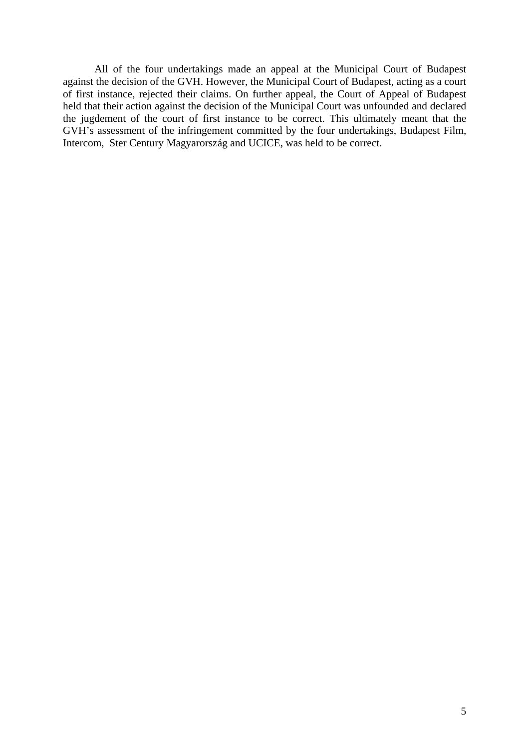All of the four undertakings made an appeal at the Municipal Court of Budapest against the decision of the GVH. However, the Municipal Court of Budapest, acting as a court of first instance, rejected their claims. On further appeal, the Court of Appeal of Budapest held that their action against the decision of the Municipal Court was unfounded and declared the jugdement of the court of first instance to be correct. This ultimately meant that the GVH's assessment of the infringement committed by the four undertakings, Budapest Film, Intercom, Ster Century Magyarország and UCICE, was held to be correct.